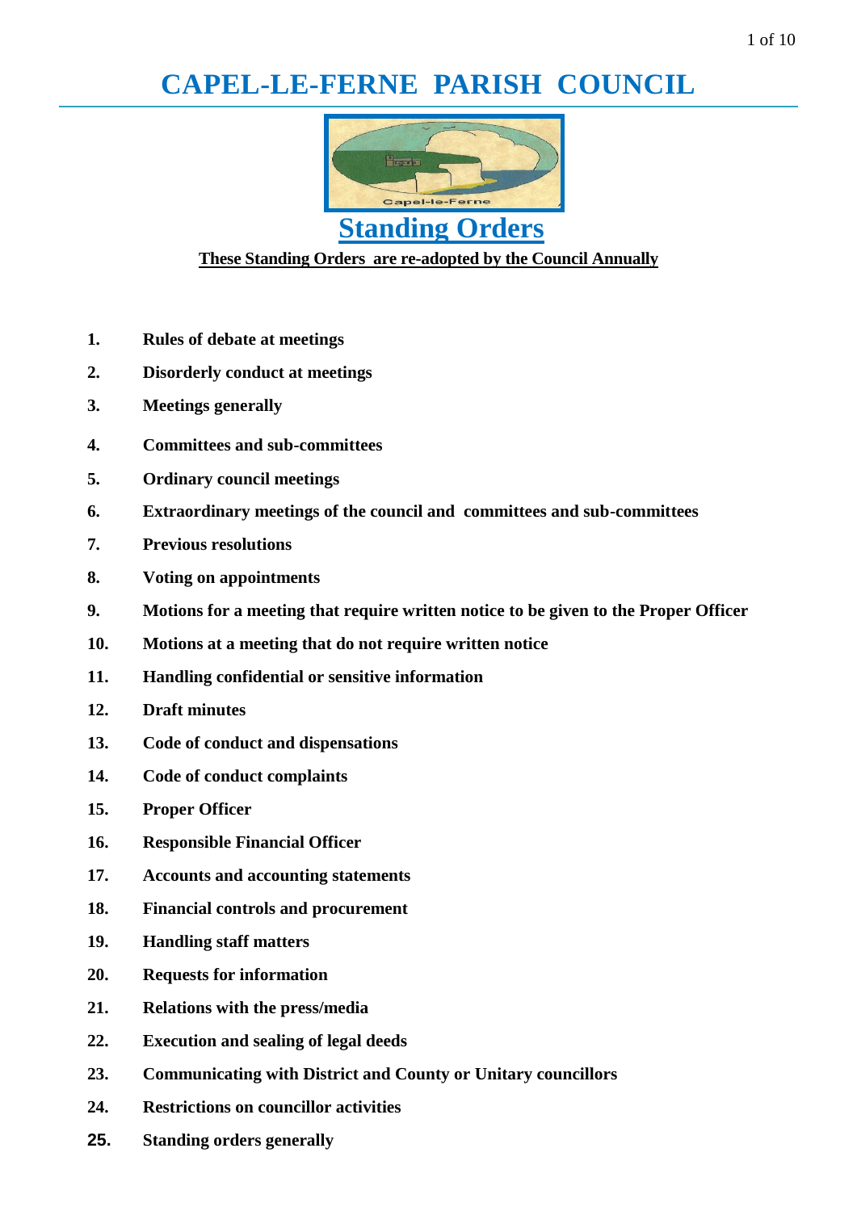# CAPEL-LE-FERNE PARISH COUNCIL

## Standing Orders

**These Standing Orders are re-adopted by the Council Annually**

1. **Rules of debate at meetings**
2. **Disorderly conduct at meetings**
3. **Meetings generally**
4. **Committees and sub-committees**
5. **Ordinary council meetings**
6. **Extraordinary meetings of the council and committees and sub-committees**
7. **Previous resolutions**
8. **Voting on appointments**
9. **Motions for a meeting that require written notice to be given to the Proper Officer**
10. **Motions at a meeting that do not require written notice**
11. **Handling confidential or sensitive information**
12. **Draft minutes**
13. **Code of conduct and dispensations**
14. **Code of conduct complaints**
15. **Proper Officer**
16. **Responsible Financial Officer**
17. **Accounts and accounting statements**
18. **Financial controls and procurement**
19. **Handling staff matters**
20. **Requests for information**
21. **Relations with the press/media**
22. **Execution and sealing of legal deeds**
23. **Communicating with District and County or Unitary councillors**
24. **Restrictions on councillor activities**
25. **Standing orders generally**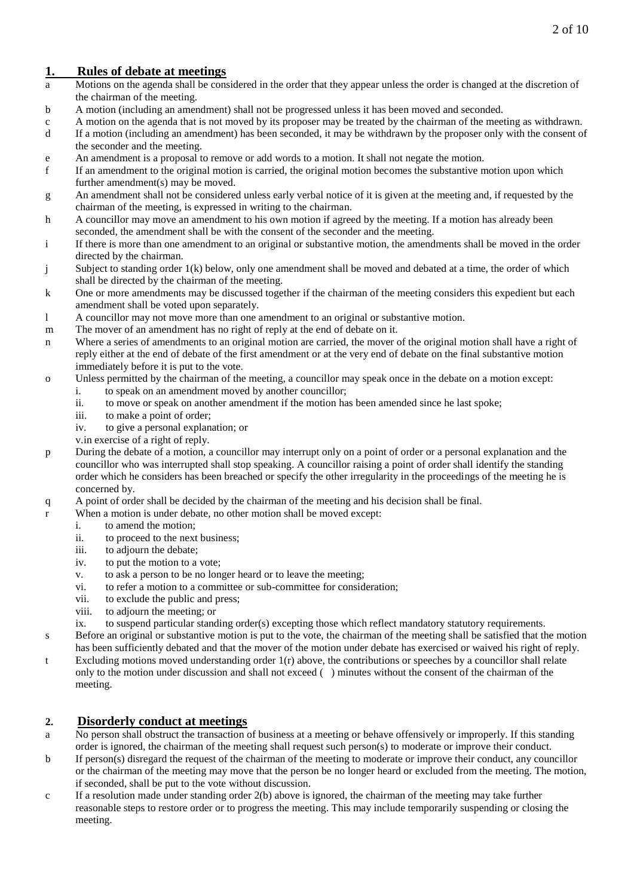## 1. Rules of debate at meetings

a Motions on the agenda shall be considered in the order that they appear unless the order is changed at the discretion of the chairman of the meeting.

b A motion (including an amendment) shall not be progressed unless it has been moved and seconded.

c A motion on the agenda that is not moved by its proposer may be treated by the chairman of the meeting as withdrawn.

d If a motion (including an amendment) has been seconded, it may be withdrawn by the proposer only with the consent of the seconder and the meeting.

e An amendment is a proposal to remove or add words to a motion. It shall not negate the motion.

f If an amendment to the original motion is carried, the original motion becomes the substantive motion upon which further amendment(s) may be moved.

g An amendment shall not be considered unless early verbal notice of it is given at the meeting and, if requested by the chairman of the meeting, is expressed in writing to the chairman.

h A councillor may move an amendment to his own motion if agreed by the meeting. If a motion has already been seconded, the amendment shall be with the consent of the seconder and the meeting.

i If there is more than one amendment to an original or substantive motion, the amendments shall be moved in the order directed by the chairman.

j Subject to standing order 1(k) below, only one amendment shall be moved and debated at a time, the order of which shall be directed by the chairman of the meeting.

k One or more amendments may be discussed together if the chairman of the meeting considers this expedient but each amendment shall be voted upon separately.

l A councillor may not move more than one amendment to an original or substantive motion.

m The mover of an amendment has no right of reply at the end of debate on it.

n Where a series of amendments to an original motion are carried, the mover of the original motion shall have a right of reply either at the end of debate of the first amendment or at the very end of debate on the final substantive motion immediately before it is put to the vote.

o Unless permitted by the chairman of the meeting, a councillor may speak once in the debate on a motion except:
   - i. to speak on an amendment moved by another councillor;
   - ii. to move or speak on another amendment if the motion has been amended since he last spoke;
   - iii. to make a point of order;
   - iv. to give a personal explanation; or
   - v. in exercise of a right of reply.

p During the debate of a motion, a councillor may interrupt only on a point of order or a personal explanation and the councillor who was interrupted shall stop speaking. A councillor raising a point of order shall identify the standing order which he considers has been breached or specify the other irregularity in the proceedings of the meeting he is concerned by.

q A point of order shall be decided by the chairman of the meeting and his decision shall be final.

r When a motion is under debate, no other motion shall be moved except:
   - i. to amend the motion;
   - ii. to proceed to the next business;
   - iii. to adjourn the debate;
   - iv. to put the motion to a vote;
   - v. to ask a person to be no longer heard or to leave the meeting;
   - vi. to refer a motion to a committee or sub-committee for consideration;
   - vii. to exclude the public and press;
   - viii. to adjourn the meeting; or
   - ix. to suspend particular standing order(s) excepting those which reflect mandatory statutory requirements.

s Before an original or substantive motion is put to the vote, the chairman of the meeting shall be satisfied that the motion has been sufficiently debated and that the mover of the motion under debate has exercised or waived his right of reply.

t Excluding motions moved understanding order 1(r) above, the contributions or speeches by a councillor shall relate only to the motion under discussion and shall not exceed ( ) minutes without the consent of the chairman of the meeting.

## 2. Disorderly conduct at meetings

a No person shall obstruct the transaction of business at a meeting or behave offensively or improperly. If this standing order is ignored, the chairman of the meeting shall request such person(s) to moderate or improve their conduct.

b If person(s) disregard the request of the chairman of the meeting to moderate or improve their conduct, any councillor or the chairman of the meeting may move that the person be no longer heard or excluded from the meeting. The motion, if seconded, shall be put to the vote without discussion.

c If a resolution made under standing order 2(b) above is ignored, the chairman of the meeting may take further reasonable steps to restore order or to progress the meeting. This may include temporarily suspending or closing the meeting.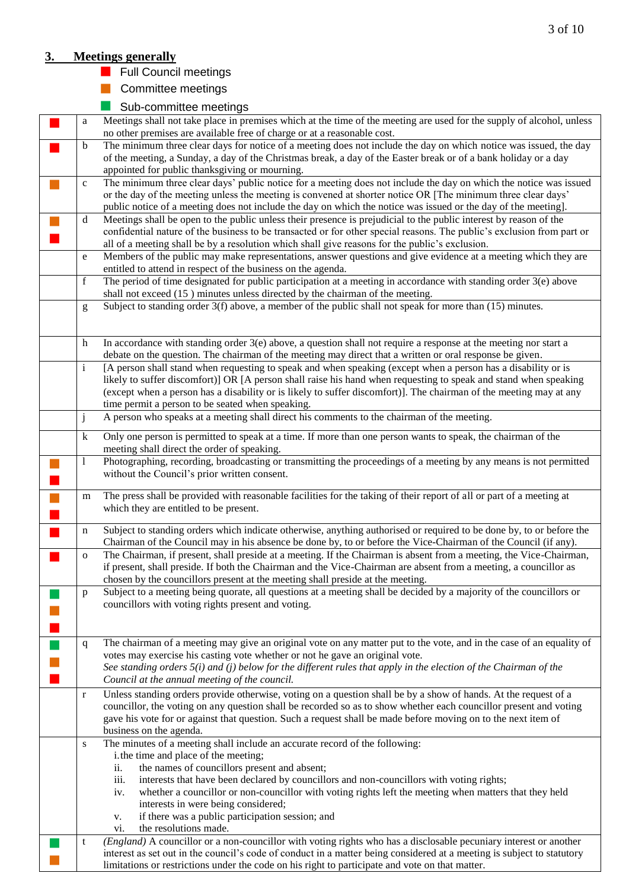## 3. Meetings generally

- 🟥 Full Council meetings
- 🟧 Committee meetings
- 🟩 Sub-committee meetings

| Applies to | | |
|---|---|---|
| 🟥 | a | Meetings shall not take place in premises which at the time of the meeting are used for the supply of alcohol, unless no other premises are available free of charge or at a reasonable cost. |
| 🟥 | b | The minimum three clear days for notice of a meeting does not include the day on which notice was issued, the day of the meeting, a Sunday, a day of the Christmas break, a day of the Easter break or of a bank holiday or a day appointed for public thanksgiving or mourning. |
| 🟧 | c | The minimum three clear days' public notice for a meeting does not include the day on which the notice was issued or the day of the meeting unless the meeting is convened at shorter notice OR [The minimum three clear days' public notice of a meeting does not include the day on which the notice was issued or the day of the meeting]. |
| 🟧 🟥 | d | Meetings shall be open to the public unless their presence is prejudicial to the public interest by reason of the confidential nature of the business to be transacted or for other special reasons. The public's exclusion from part or all of a meeting shall be by a resolution which shall give reasons for the public's exclusion. |
| | e | Members of the public may make representations, answer questions and give evidence at a meeting which they are entitled to attend in respect of the business on the agenda. |
| | f | The period of time designated for public participation at a meeting in accordance with standing order 3(e) above shall not exceed (15 ) minutes unless directed by the chairman of the meeting. |
| | g | Subject to standing order 3(f) above, a member of the public shall not speak for more than (15) minutes. |
| | h | In accordance with standing order 3(e) above, a question shall not require a response at the meeting nor start a debate on the question. The chairman of the meeting may direct that a written or oral response be given. |
| | i | [A person shall stand when requesting to speak and when speaking (except when a person has a disability or is likely to suffer discomfort)] OR [A person shall raise his hand when requesting to speak and stand when speaking (except when a person has a disability or is likely to suffer discomfort)]. The chairman of the meeting may at any time permit a person to be seated when speaking. |
| | j | A person who speaks at a meeting shall direct his comments to the chairman of the meeting. |
| | k | Only one person is permitted to speak at a time. If more than one person wants to speak, the chairman of the meeting shall direct the order of speaking. |
| 🟧 🟥 | l | Photographing, recording, broadcasting or transmitting the proceedings of a meeting by any means is not permitted without the Council's prior written consent. |
| 🟧 🟥 | m | The press shall be provided with reasonable facilities for the taking of their report of all or part of a meeting at which they are entitled to be present. |
| 🟥 | n | Subject to standing orders which indicate otherwise, anything authorised or required to be done by, to or before the Chairman of the Council may in his absence be done by, to or before the Vice-Chairman of the Council (if any). |
| 🟥 | o | The Chairman, if present, shall preside at a meeting. If the Chairman is absent from a meeting, the Vice-Chairman, if present, shall preside. If both the Chairman and the Vice-Chairman are absent from a meeting, a councillor as chosen by the councillors present at the meeting shall preside at the meeting. |
| 🟩 🟧 🟥 | p | Subject to a meeting being quorate, all questions at a meeting shall be decided by a majority of the councillors or councillors with voting rights present and voting. |
| 🟩 🟧 🟥 | q | The chairman of a meeting may give an original vote on any matter put to the vote, and in the case of an equality of votes may exercise his casting vote whether or not he gave an original vote. *See standing orders 5(i) and (j) below for the different rules that apply in the election of the Chairman of the Council at the annual meeting of the council.* |
| | r | Unless standing orders provide otherwise, voting on a question shall be by a show of hands. At the request of a councillor, the voting on any question shall be recorded so as to show whether each councillor present and voting gave his vote for or against that question. Such a request shall be made before moving on to the next item of business on the agenda. |
| | s | The minutes of a meeting shall include an accurate record of the following:<br>i. the time and place of the meeting;<br>ii. the names of councillors present and absent;<br>iii. interests that have been declared by councillors and non-councillors with voting rights;<br>iv. whether a councillor or non-councillor with voting rights left the meeting when matters that they held interests in were being considered;<br>v. if there was a public participation session; and<br>vi. the resolutions made. |
| 🟩 🟧 | t | *(England)* A councillor or a non-councillor with voting rights who has a disclosable pecuniary interest or another interest as set out in the council's code of conduct in a matter being considered at a meeting is subject to statutory limitations or restrictions under the code on his right to participate and vote on that matter. |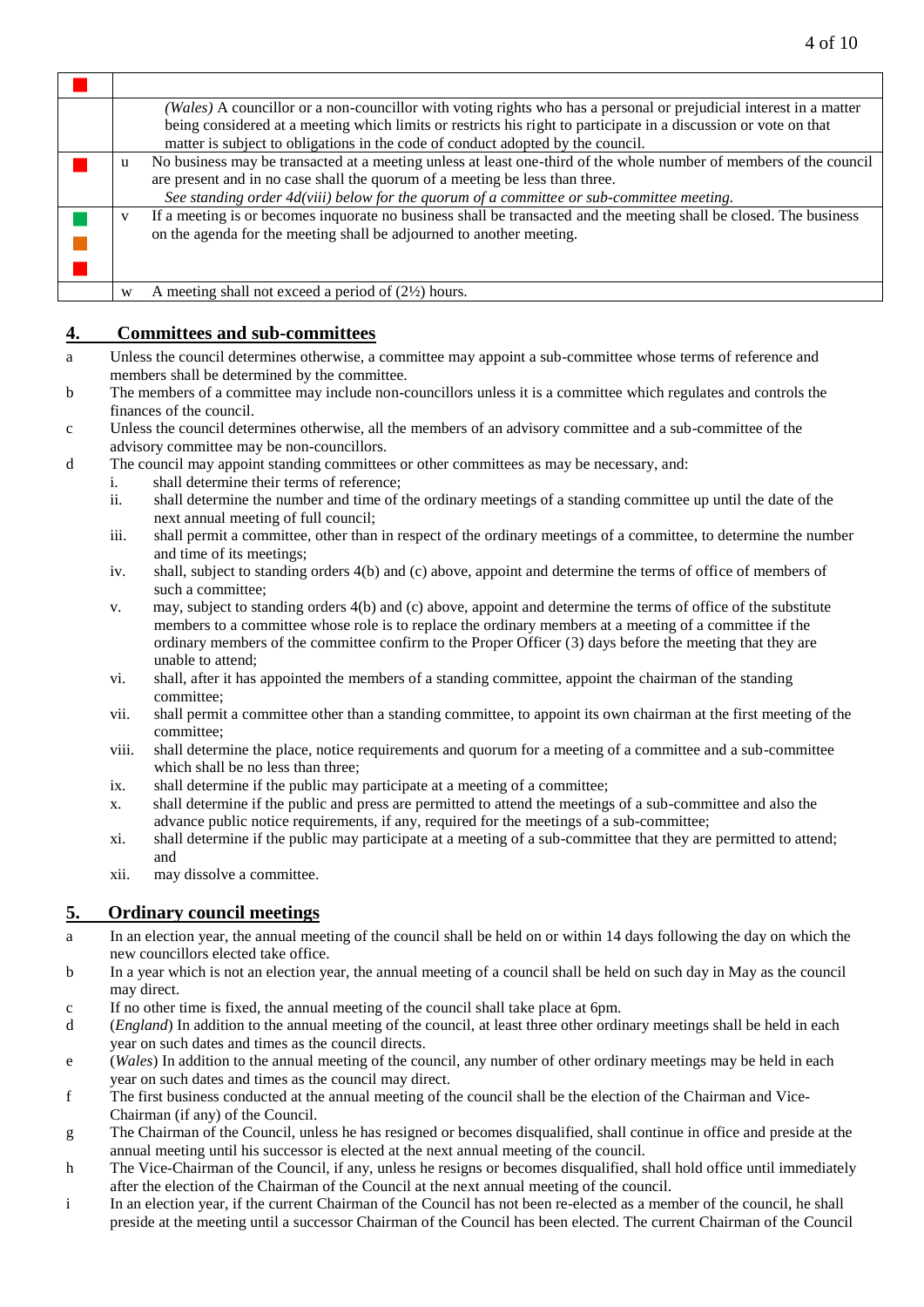| | |
|---|---|
| ■ | |
| | *(Wales)* A councillor or a non-councillor with voting rights who has a personal or prejudicial interest in a matter being considered at a meeting which limits or restricts his right to participate in a discussion or vote on that matter is subject to obligations in the code of conduct adopted by the council. |
| ■ | u No business may be transacted at a meeting unless at least one-third of the whole number of members of the council are present and in no case shall the quorum of a meeting be less than three. *See standing order 4d(viii) below for the quorum of a committee or sub-committee meeting.* |
| ■ ■ ■ | v If a meeting is or becomes inquorate no business shall be transacted and the meeting shall be closed. The business on the agenda for the meeting shall be adjourned to another meeting. |
| | w A meeting shall not exceed a period of (2½) hours. |

## 4. Committees and sub-committees

a Unless the council determines otherwise, a committee may appoint a sub-committee whose terms of reference and members shall be determined by the committee.

b The members of a committee may include non-councillors unless it is a committee which regulates and controls the finances of the council.

c Unless the council determines otherwise, all the members of an advisory committee and a sub-committee of the advisory committee may be non-councillors.

d The council may appoint standing committees or other committees as may be necessary, and:

i. shall determine their terms of reference;
ii. shall determine the number and time of the ordinary meetings of a standing committee up until the date of the next annual meeting of full council;
iii. shall permit a committee, other than in respect of the ordinary meetings of a committee, to determine the number and time of its meetings;
iv. shall, subject to standing orders 4(b) and (c) above, appoint and determine the terms of office of members of such a committee;
v. may, subject to standing orders 4(b) and (c) above, appoint and determine the terms of office of the substitute members to a committee whose role is to replace the ordinary members at a meeting of a committee if the ordinary members of the committee confirm to the Proper Officer (3) days before the meeting that they are unable to attend;
vi. shall, after it has appointed the members of a standing committee, appoint the chairman of the standing committee;
vii. shall permit a committee other than a standing committee, to appoint its own chairman at the first meeting of the committee;
viii. shall determine the place, notice requirements and quorum for a meeting of a committee and a sub-committee which shall be no less than three;
ix. shall determine if the public may participate at a meeting of a committee;
x. shall determine if the public and press are permitted to attend the meetings of a sub-committee and also the advance public notice requirements, if any, required for the meetings of a sub-committee;
xi. shall determine if the public may participate at a meeting of a sub-committee that they are permitted to attend; and
xii. may dissolve a committee.

## 5. Ordinary council meetings

a In an election year, the annual meeting of the council shall be held on or within 14 days following the day on which the new councillors elected take office.

b In a year which is not an election year, the annual meeting of a council shall be held on such day in May as the council may direct.

c If no other time is fixed, the annual meeting of the council shall take place at 6pm.

d (*England*) In addition to the annual meeting of the council, at least three other ordinary meetings shall be held in each year on such dates and times as the council directs.

e (*Wales*) In addition to the annual meeting of the council, any number of other ordinary meetings may be held in each year on such dates and times as the council may direct.

f The first business conducted at the annual meeting of the council shall be the election of the Chairman and Vice-Chairman (if any) of the Council.

g The Chairman of the Council, unless he has resigned or becomes disqualified, shall continue in office and preside at the annual meeting until his successor is elected at the next annual meeting of the council.

h The Vice-Chairman of the Council, if any, unless he resigns or becomes disqualified, shall hold office until immediately after the election of the Chairman of the Council at the next annual meeting of the council.

i In an election year, if the current Chairman of the Council has not been re-elected as a member of the council, he shall preside at the meeting until a successor Chairman of the Council has been elected. The current Chairman of the Council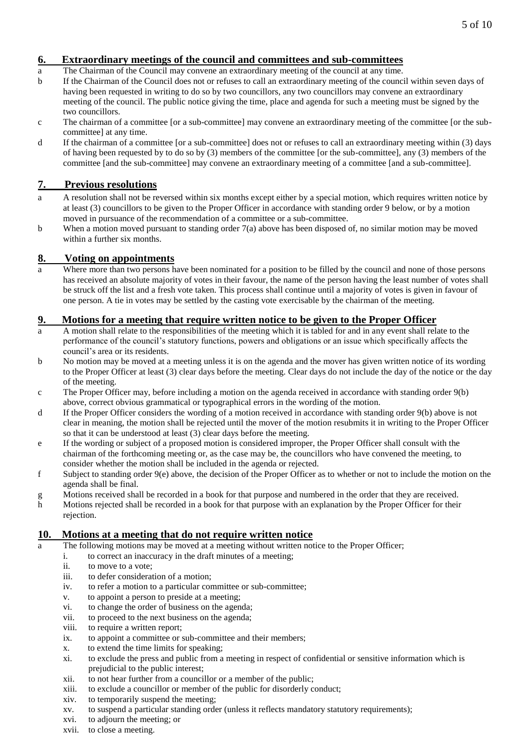## 6. Extraordinary meetings of the council and committees and sub-committees

a The Chairman of the Council may convene an extraordinary meeting of the council at any time.

b If the Chairman of the Council does not or refuses to call an extraordinary meeting of the council within seven days of having been requested in writing to do so by two councillors, any two councillors may convene an extraordinary meeting of the council. The public notice giving the time, place and agenda for such a meeting must be signed by the two councillors.

c The chairman of a committee [or a sub-committee] may convene an extraordinary meeting of the committee [or the sub-committee] at any time.

d If the chairman of a committee [or a sub-committee] does not or refuses to call an extraordinary meeting within (3) days of having been requested by to do so by (3) members of the committee [or the sub-committee], any (3) members of the committee [and the sub-committee] may convene an extraordinary meeting of a committee [and a sub-committee].

## 7. Previous resolutions

a A resolution shall not be reversed within six months except either by a special motion, which requires written notice by at least (3) councillors to be given to the Proper Officer in accordance with standing order 9 below, or by a motion moved in pursuance of the recommendation of a committee or a sub-committee.

b When a motion moved pursuant to standing order 7(a) above has been disposed of, no similar motion may be moved within a further six months.

## 8. Voting on appointments

a Where more than two persons have been nominated for a position to be filled by the council and none of those persons has received an absolute majority of votes in their favour, the name of the person having the least number of votes shall be struck off the list and a fresh vote taken. This process shall continue until a majority of votes is given in favour of one person. A tie in votes may be settled by the casting vote exercisable by the chairman of the meeting.

## 9. Motions for a meeting that require written notice to be given to the Proper Officer

a A motion shall relate to the responsibilities of the meeting which it is tabled for and in any event shall relate to the performance of the council's statutory functions, powers and obligations or an issue which specifically affects the council's area or its residents.

b No motion may be moved at a meeting unless it is on the agenda and the mover has given written notice of its wording to the Proper Officer at least (3) clear days before the meeting. Clear days do not include the day of the notice or the day of the meeting.

c The Proper Officer may, before including a motion on the agenda received in accordance with standing order 9(b) above, correct obvious grammatical or typographical errors in the wording of the motion.

d If the Proper Officer considers the wording of a motion received in accordance with standing order 9(b) above is not clear in meaning, the motion shall be rejected until the mover of the motion resubmits it in writing to the Proper Officer so that it can be understood at least (3) clear days before the meeting.

e If the wording or subject of a proposed motion is considered improper, the Proper Officer shall consult with the chairman of the forthcoming meeting or, as the case may be, the councillors who have convened the meeting, to consider whether the motion shall be included in the agenda or rejected.

f Subject to standing order 9(e) above, the decision of the Proper Officer as to whether or not to include the motion on the agenda shall be final.

g Motions received shall be recorded in a book for that purpose and numbered in the order that they are received.

h Motions rejected shall be recorded in a book for that purpose with an explanation by the Proper Officer for their rejection.

## 10. Motions at a meeting that do not require written notice

a The following motions may be moved at a meeting without written notice to the Proper Officer;

i. to correct an inaccuracy in the draft minutes of a meeting;
ii. to move to a vote;
iii. to defer consideration of a motion;
iv. to refer a motion to a particular committee or sub-committee;
v. to appoint a person to preside at a meeting;
vi. to change the order of business on the agenda;
vii. to proceed to the next business on the agenda;
viii. to require a written report;
ix. to appoint a committee or sub-committee and their members;
x. to extend the time limits for speaking;
xi. to exclude the press and public from a meeting in respect of confidential or sensitive information which is prejudicial to the public interest;
xii. to not hear further from a councillor or a member of the public;
xiii. to exclude a councillor or member of the public for disorderly conduct;
xiv. to temporarily suspend the meeting;
xv. to suspend a particular standing order (unless it reflects mandatory statutory requirements);
xvi. to adjourn the meeting; or
xvii. to close a meeting.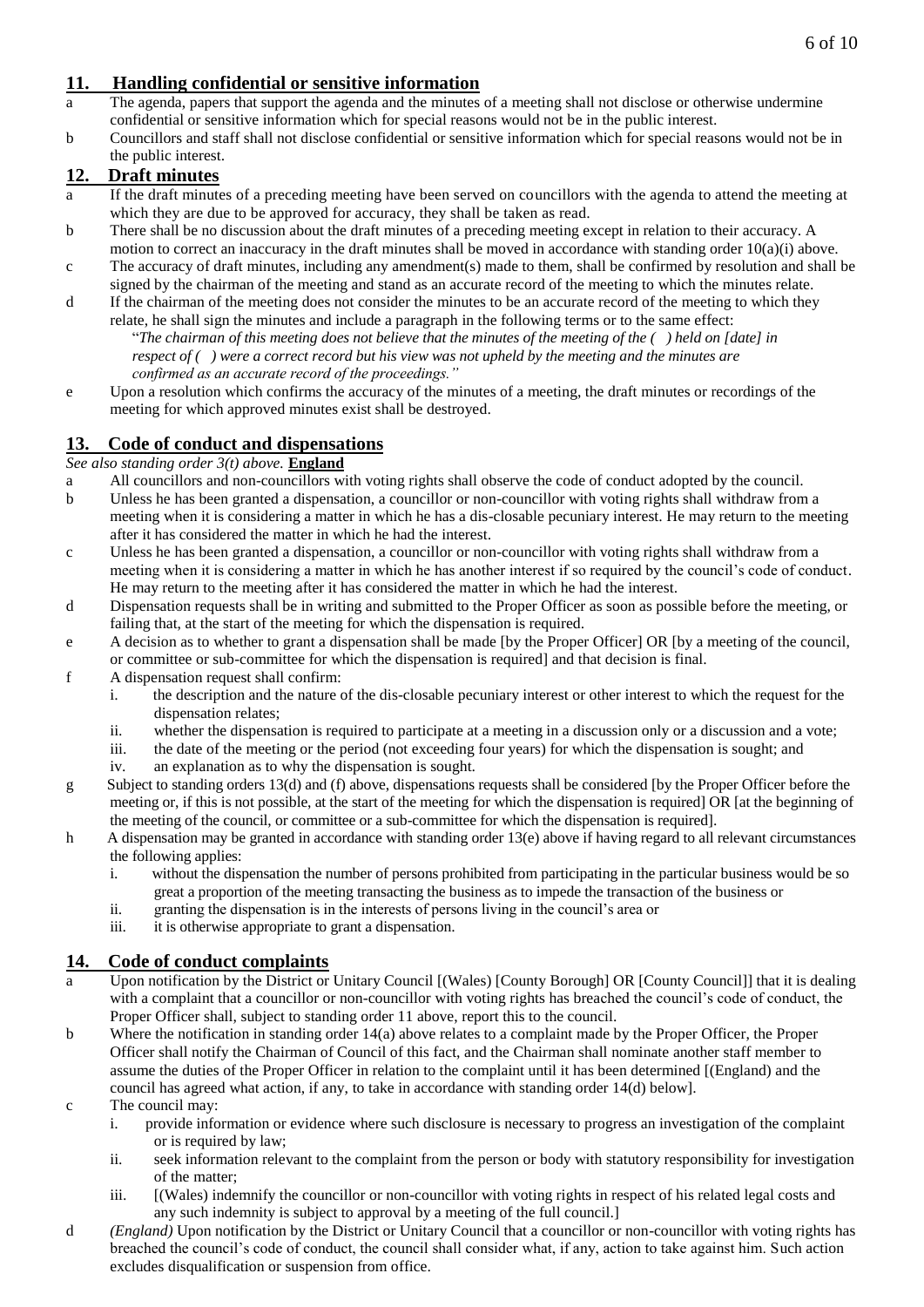## 11. Handling confidential or sensitive information

a The agenda, papers that support the agenda and the minutes of a meeting shall not disclose or otherwise undermine confidential or sensitive information which for special reasons would not be in the public interest.

b Councillors and staff shall not disclose confidential or sensitive information which for special reasons would not be in the public interest.

## 12. Draft minutes

a If the draft minutes of a preceding meeting have been served on councillors with the agenda to attend the meeting at which they are due to be approved for accuracy, they shall be taken as read.

b There shall be no discussion about the draft minutes of a preceding meeting except in relation to their accuracy. A motion to correct an inaccuracy in the draft minutes shall be moved in accordance with standing order 10(a)(i) above.

c The accuracy of draft minutes, including any amendment(s) made to them, shall be confirmed by resolution and shall be signed by the chairman of the meeting and stand as an accurate record of the meeting to which the minutes relate.

d If the chairman of the meeting does not consider the minutes to be an accurate record of the meeting to which they relate, he shall sign the minutes and include a paragraph in the following terms or to the same effect:

> "*The chairman of this meeting does not believe that the minutes of the meeting of the ( ) held on [date] in respect of ( ) were a correct record but his view was not upheld by the meeting and the minutes are confirmed as an accurate record of the proceedings.*"

e Upon a resolution which confirms the accuracy of the minutes of a meeting, the draft minutes or recordings of the meeting for which approved minutes exist shall be destroyed.

## 13. Code of conduct and dispensations

*See also standing order 3(t) above.* **England**

a All councillors and non-councillors with voting rights shall observe the code of conduct adopted by the council.

b Unless he has been granted a dispensation, a councillor or non-councillor with voting rights shall withdraw from a meeting when it is considering a matter in which he has a dis-closable pecuniary interest. He may return to the meeting after it has considered the matter in which he had the interest.

c Unless he has been granted a dispensation, a councillor or non-councillor with voting rights shall withdraw from a meeting when it is considering a matter in which he has another interest if so required by the council's code of conduct. He may return to the meeting after it has considered the matter in which he had the interest.

d Dispensation requests shall be in writing and submitted to the Proper Officer as soon as possible before the meeting, or failing that, at the start of the meeting for which the dispensation is required.

e A decision as to whether to grant a dispensation shall be made [by the Proper Officer] OR [by a meeting of the council, or committee or sub-committee for which the dispensation is required] and that decision is final.

f A dispensation request shall confirm:

  i. the description and the nature of the dis-closable pecuniary interest or other interest to which the request for the dispensation relates;
  ii. whether the dispensation is required to participate at a meeting in a discussion only or a discussion and a vote;
  iii. the date of the meeting or the period (not exceeding four years) for which the dispensation is sought; and
  iv. an explanation as to why the dispensation is sought.

g Subject to standing orders 13(d) and (f) above, dispensations requests shall be considered [by the Proper Officer before the meeting or, if this is not possible, at the start of the meeting for which the dispensation is required] OR [at the beginning of the meeting of the council, or committee or a sub-committee for which the dispensation is required].

h A dispensation may be granted in accordance with standing order 13(e) above if having regard to all relevant circumstances the following applies:

  i. without the dispensation the number of persons prohibited from participating in the particular business would be so great a proportion of the meeting transacting the business as to impede the transaction of the business or
  ii. granting the dispensation is in the interests of persons living in the council's area or
  iii. it is otherwise appropriate to grant a dispensation.

## 14. Code of conduct complaints

a Upon notification by the District or Unitary Council [(Wales) [County Borough] OR [County Council]] that it is dealing with a complaint that a councillor or non-councillor with voting rights has breached the council's code of conduct, the Proper Officer shall, subject to standing order 11 above, report this to the council.

b Where the notification in standing order 14(a) above relates to a complaint made by the Proper Officer, the Proper Officer shall notify the Chairman of Council of this fact, and the Chairman shall nominate another staff member to assume the duties of the Proper Officer in relation to the complaint until it has been determined [(England) and the council has agreed what action, if any, to take in accordance with standing order 14(d) below].

c The council may:

  i. provide information or evidence where such disclosure is necessary to progress an investigation of the complaint or is required by law;
  ii. seek information relevant to the complaint from the person or body with statutory responsibility for investigation of the matter;
  iii. [(Wales) indemnify the councillor or non-councillor with voting rights in respect of his related legal costs and any such indemnity is subject to approval by a meeting of the full council.]

d *(England)* Upon notification by the District or Unitary Council that a councillor or non-councillor with voting rights has breached the council's code of conduct, the council shall consider what, if any, action to take against him. Such action excludes disqualification or suspension from office.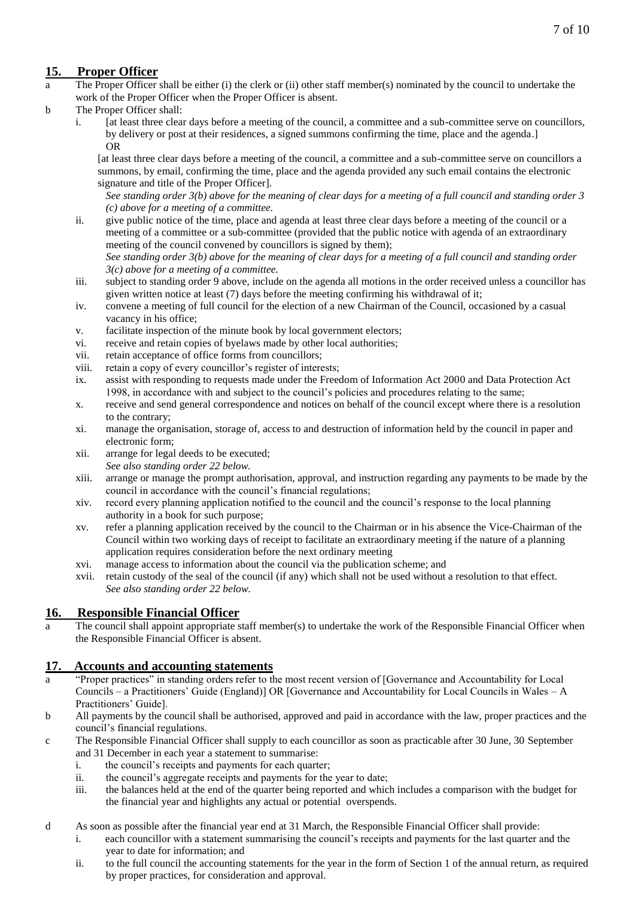## 15. Proper Officer

a The Proper Officer shall be either (i) the clerk or (ii) other staff member(s) nominated by the council to undertake the work of the Proper Officer when the Proper Officer is absent.

b The Proper Officer shall:

i. [at least three clear days before a meeting of the council, a committee and a sub-committee serve on councillors, by delivery or post at their residences, a signed summons confirming the time, place and the agenda.]

OR

[at least three clear days before a meeting of the council, a committee and a sub-committee serve on councillors a summons, by email, confirming the time, place and the agenda provided any such email contains the electronic signature and title of the Proper Officer].

*See standing order 3(b) above for the meaning of clear days for a meeting of a full council and standing order 3 (c) above for a meeting of a committee.*

ii. give public notice of the time, place and agenda at least three clear days before a meeting of the council or a meeting of a committee or a sub-committee (provided that the public notice with agenda of an extraordinary meeting of the council convened by councillors is signed by them);

*See standing order 3(b) above for the meaning of clear days for a meeting of a full council and standing order 3(c) above for a meeting of a committee.*

iii. subject to standing order 9 above, include on the agenda all motions in the order received unless a councillor has given written notice at least (7) days before the meeting confirming his withdrawal of it;

iv. convene a meeting of full council for the election of a new Chairman of the Council, occasioned by a casual vacancy in his office;

v. facilitate inspection of the minute book by local government electors;

vi. receive and retain copies of byelaws made by other local authorities;

vii. retain acceptance of office forms from councillors;

viii. retain a copy of every councillor's register of interests;

ix. assist with responding to requests made under the Freedom of Information Act 2000 and Data Protection Act 1998, in accordance with and subject to the council's policies and procedures relating to the same;

x. receive and send general correspondence and notices on behalf of the council except where there is a resolution to the contrary;

xi. manage the organisation, storage of, access to and destruction of information held by the council in paper and electronic form;

xii. arrange for legal deeds to be executed;

*See also standing order 22 below.*

xiii. arrange or manage the prompt authorisation, approval, and instruction regarding any payments to be made by the council in accordance with the council's financial regulations;

xiv. record every planning application notified to the council and the council's response to the local planning authority in a book for such purpose;

xv. refer a planning application received by the council to the Chairman or in his absence the Vice-Chairman of the Council within two working days of receipt to facilitate an extraordinary meeting if the nature of a planning application requires consideration before the next ordinary meeting

xvi. manage access to information about the council via the publication scheme; and

xvii. retain custody of the seal of the council (if any) which shall not be used without a resolution to that effect.

*See also standing order 22 below.*

## 16. Responsible Financial Officer

a The council shall appoint appropriate staff member(s) to undertake the work of the Responsible Financial Officer when the Responsible Financial Officer is absent.

## 17. Accounts and accounting statements

a "Proper practices" in standing orders refer to the most recent version of [Governance and Accountability for Local Councils – a Practitioners' Guide (England)] OR [Governance and Accountability for Local Councils in Wales – A Practitioners' Guide].

b All payments by the council shall be authorised, approved and paid in accordance with the law, proper practices and the council's financial regulations.

c The Responsible Financial Officer shall supply to each councillor as soon as practicable after 30 June, 30 September and 31 December in each year a statement to summarise:

i. the council's receipts and payments for each quarter;

ii. the council's aggregate receipts and payments for the year to date;

iii. the balances held at the end of the quarter being reported and which includes a comparison with the budget for the financial year and highlights any actual or potential overspends.

d As soon as possible after the financial year end at 31 March, the Responsible Financial Officer shall provide:

i. each councillor with a statement summarising the council's receipts and payments for the last quarter and the year to date for information; and

ii. to the full council the accounting statements for the year in the form of Section 1 of the annual return, as required by proper practices, for consideration and approval.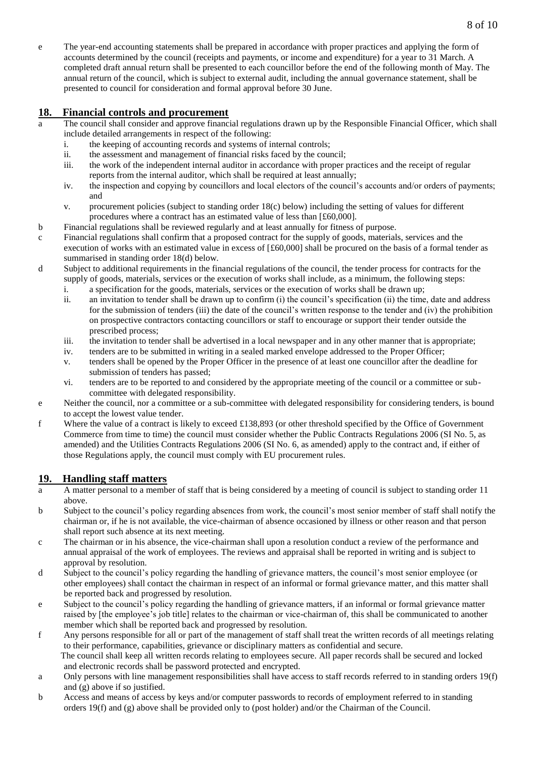e The year-end accounting statements shall be prepared in accordance with proper practices and applying the form of accounts determined by the council (receipts and payments, or income and expenditure) for a year to 31 March. A completed draft annual return shall be presented to each councillor before the end of the following month of May. The annual return of the council, which is subject to external audit, including the annual governance statement, shall be presented to council for consideration and formal approval before 30 June.

## 18. Financial controls and procurement

a The council shall consider and approve financial regulations drawn up by the Responsible Financial Officer, which shall include detailed arrangements in respect of the following:
   - i. the keeping of accounting records and systems of internal controls;
   - ii. the assessment and management of financial risks faced by the council;
   - iii. the work of the independent internal auditor in accordance with proper practices and the receipt of regular reports from the internal auditor, which shall be required at least annually;
   - iv. the inspection and copying by councillors and local electors of the council's accounts and/or orders of payments; and
   - v. procurement policies (subject to standing order 18(c) below) including the setting of values for different procedures where a contract has an estimated value of less than [£60,000].

b Financial regulations shall be reviewed regularly and at least annually for fitness of purpose.

c Financial regulations shall confirm that a proposed contract for the supply of goods, materials, services and the execution of works with an estimated value in excess of [£60,000] shall be procured on the basis of a formal tender as summarised in standing order 18(d) below.

d Subject to additional requirements in the financial regulations of the council, the tender process for contracts for the supply of goods, materials, services or the execution of works shall include, as a minimum, the following steps:
   - i. a specification for the goods, materials, services or the execution of works shall be drawn up;
   - ii. an invitation to tender shall be drawn up to confirm (i) the council's specification (ii) the time, date and address for the submission of tenders (iii) the date of the council's written response to the tender and (iv) the prohibition on prospective contractors contacting councillors or staff to encourage or support their tender outside the prescribed process;
   - iii. the invitation to tender shall be advertised in a local newspaper and in any other manner that is appropriate;
   - iv. tenders are to be submitted in writing in a sealed marked envelope addressed to the Proper Officer;
   - v. tenders shall be opened by the Proper Officer in the presence of at least one councillor after the deadline for submission of tenders has passed;
   - vi. tenders are to be reported to and considered by the appropriate meeting of the council or a committee or sub-committee with delegated responsibility.

e Neither the council, nor a committee or a sub-committee with delegated responsibility for considering tenders, is bound to accept the lowest value tender.

f Where the value of a contract is likely to exceed £138,893 (or other threshold specified by the Office of Government Commerce from time to time) the council must consider whether the Public Contracts Regulations 2006 (SI No. 5, as amended) and the Utilities Contracts Regulations 2006 (SI No. 6, as amended) apply to the contract and, if either of those Regulations apply, the council must comply with EU procurement rules.

## 19. Handling staff matters

a A matter personal to a member of staff that is being considered by a meeting of council is subject to standing order 11 above.

b Subject to the council's policy regarding absences from work, the council's most senior member of staff shall notify the chairman or, if he is not available, the vice-chairman of absence occasioned by illness or other reason and that person shall report such absence at its next meeting.

c The chairman or in his absence, the vice-chairman shall upon a resolution conduct a review of the performance and annual appraisal of the work of employees. The reviews and appraisal shall be reported in writing and is subject to approval by resolution.

d Subject to the council's policy regarding the handling of grievance matters, the council's most senior employee (or other employees) shall contact the chairman in respect of an informal or formal grievance matter, and this matter shall be reported back and progressed by resolution.

e Subject to the council's policy regarding the handling of grievance matters, if an informal or formal grievance matter raised by [the employee's job title] relates to the chairman or vice-chairman of, this shall be communicated to another member which shall be reported back and progressed by resolution.

f Any persons responsible for all or part of the management of staff shall treat the written records of all meetings relating to their performance, capabilities, grievance or disciplinary matters as confidential and secure.
The council shall keep all written records relating to employees secure. All paper records shall be secured and locked and electronic records shall be password protected and encrypted.

a Only persons with line management responsibilities shall have access to staff records referred to in standing orders 19(f) and (g) above if so justified.

b Access and means of access by keys and/or computer passwords to records of employment referred to in standing orders 19(f) and (g) above shall be provided only to (post holder) and/or the Chairman of the Council.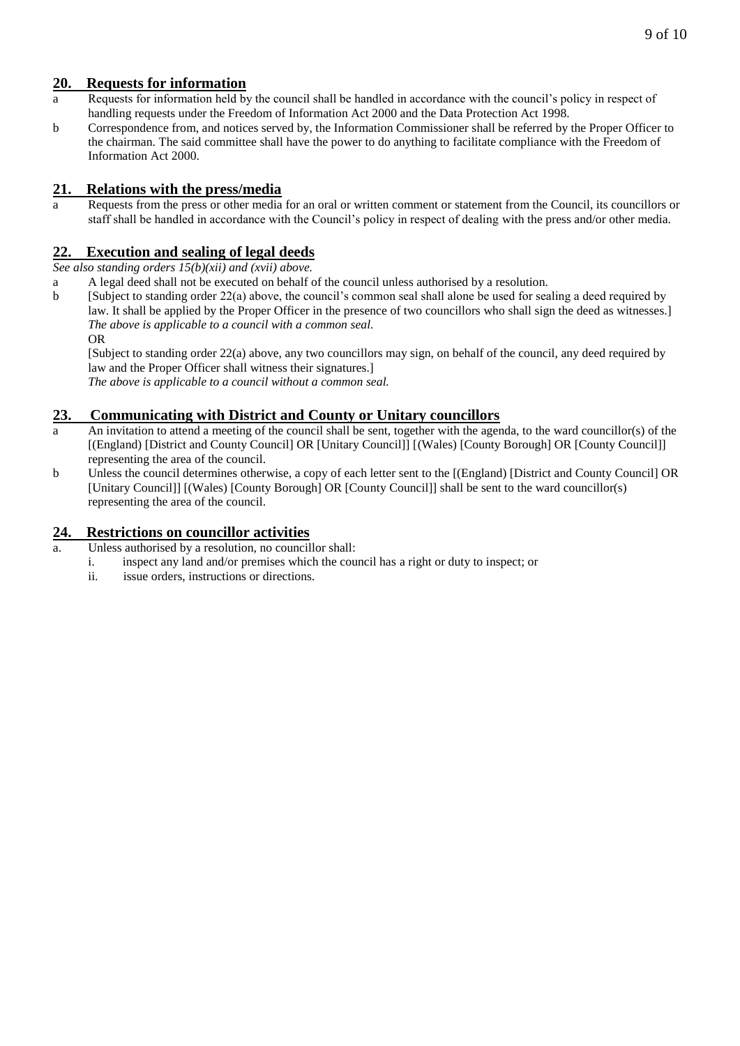## 20. Requests for information

a Requests for information held by the council shall be handled in accordance with the council's policy in respect of handling requests under the Freedom of Information Act 2000 and the Data Protection Act 1998.

b Correspondence from, and notices served by, the Information Commissioner shall be referred by the Proper Officer to the chairman. The said committee shall have the power to do anything to facilitate compliance with the Freedom of Information Act 2000.

## 21. Relations with the press/media

a Requests from the press or other media for an oral or written comment or statement from the Council, its councillors or staff shall be handled in accordance with the Council's policy in respect of dealing with the press and/or other media.

## 22. Execution and sealing of legal deeds

*See also standing orders 15(b)(xii) and (xvii) above.*

a A legal deed shall not be executed on behalf of the council unless authorised by a resolution.

b [Subject to standing order 22(a) above, the council's common seal shall alone be used for sealing a deed required by law. It shall be applied by the Proper Officer in the presence of two councillors who shall sign the deed as witnesses.]
*The above is applicable to a council with a common seal.*
OR
[Subject to standing order 22(a) above, any two councillors may sign, on behalf of the council, any deed required by law and the Proper Officer shall witness their signatures.]
*The above is applicable to a council without a common seal.*

## 23. Communicating with District and County or Unitary councillors

a An invitation to attend a meeting of the council shall be sent, together with the agenda, to the ward councillor(s) of the [(England) [District and County Council] OR [Unitary Council]] [(Wales) [County Borough] OR [County Council]] representing the area of the council.

b Unless the council determines otherwise, a copy of each letter sent to the [(England) [District and County Council] OR [Unitary Council]] [(Wales) [County Borough] OR [County Council]] shall be sent to the ward councillor(s) representing the area of the council.

## 24. Restrictions on councillor activities

a. Unless authorised by a resolution, no councillor shall:
   i. inspect any land and/or premises which the council has a right or duty to inspect; or
   ii. issue orders, instructions or directions.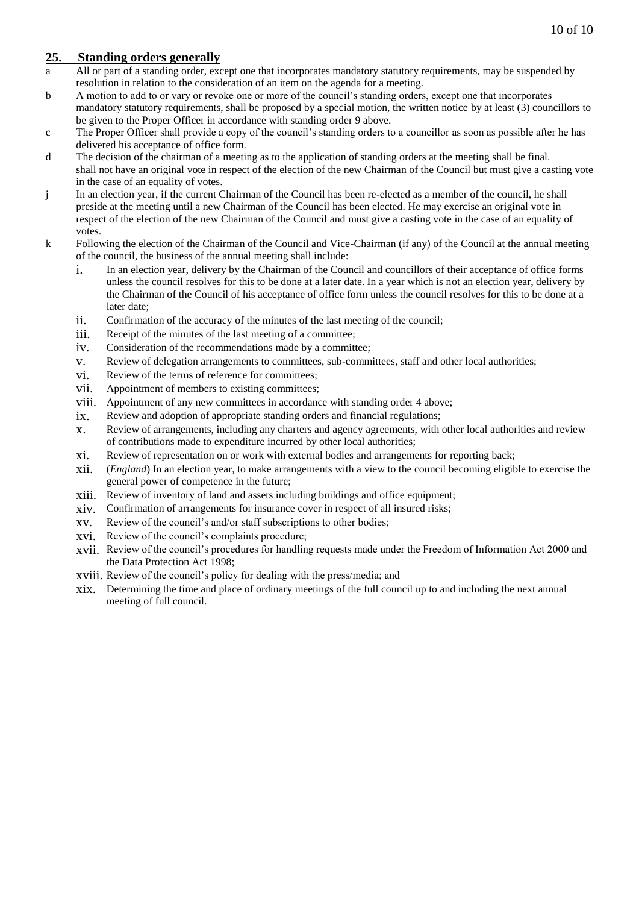## 25. Standing orders generally

a All or part of a standing order, except one that incorporates mandatory statutory requirements, may be suspended by resolution in relation to the consideration of an item on the agenda for a meeting.

b A motion to add to or vary or revoke one or more of the council's standing orders, except one that incorporates mandatory statutory requirements, shall be proposed by a special motion, the written notice by at least (3) councillors to be given to the Proper Officer in accordance with standing order 9 above.

c The Proper Officer shall provide a copy of the council's standing orders to a councillor as soon as possible after he has delivered his acceptance of office form.

d The decision of the chairman of a meeting as to the application of standing orders at the meeting shall be final. shall not have an original vote in respect of the election of the new Chairman of the Council but must give a casting vote in the case of an equality of votes.

j In an election year, if the current Chairman of the Council has been re-elected as a member of the council, he shall preside at the meeting until a new Chairman of the Council has been elected. He may exercise an original vote in respect of the election of the new Chairman of the Council and must give a casting vote in the case of an equality of votes.

k Following the election of the Chairman of the Council and Vice-Chairman (if any) of the Council at the annual meeting of the council, the business of the annual meeting shall include:

i. In an election year, delivery by the Chairman of the Council and councillors of their acceptance of office forms unless the council resolves for this to be done at a later date. In a year which is not an election year, delivery by the Chairman of the Council of his acceptance of office form unless the council resolves for this to be done at a later date;

ii. Confirmation of the accuracy of the minutes of the last meeting of the council;

iii. Receipt of the minutes of the last meeting of a committee;

iv. Consideration of the recommendations made by a committee;

v. Review of delegation arrangements to committees, sub-committees, staff and other local authorities;

vi. Review of the terms of reference for committees;

vii. Appointment of members to existing committees;

viii. Appointment of any new committees in accordance with standing order 4 above;

ix. Review and adoption of appropriate standing orders and financial regulations;

x. Review of arrangements, including any charters and agency agreements, with other local authorities and review of contributions made to expenditure incurred by other local authorities;

xi. Review of representation on or work with external bodies and arrangements for reporting back;

xii. (*England*) In an election year, to make arrangements with a view to the council becoming eligible to exercise the general power of competence in the future;

xiii. Review of inventory of land and assets including buildings and office equipment;

xiv. Confirmation of arrangements for insurance cover in respect of all insured risks;

xv. Review of the council's and/or staff subscriptions to other bodies;

xvi. Review of the council's complaints procedure;

xvii. Review of the council's procedures for handling requests made under the Freedom of Information Act 2000 and the Data Protection Act 1998;

xviii. Review of the council's policy for dealing with the press/media; and

xix. Determining the time and place of ordinary meetings of the full council up to and including the next annual meeting of full council.